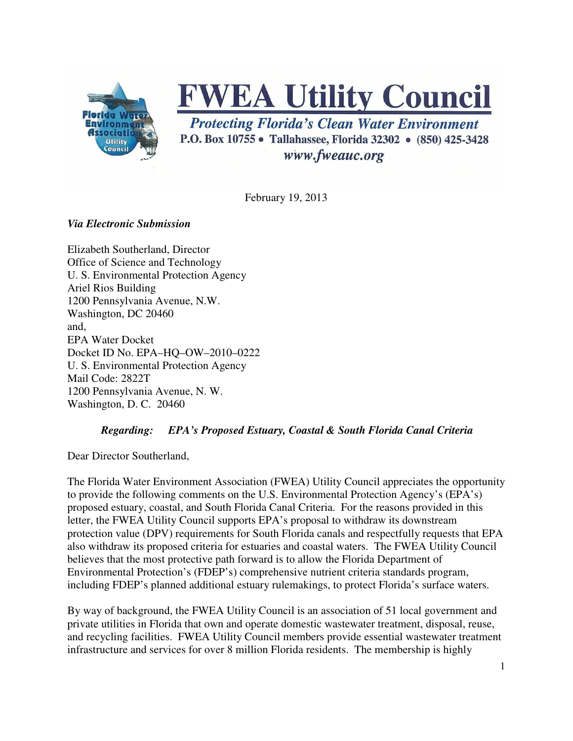# FWEA Utility Council

*Protecting Florida's Clean Water Environment*

**P.O. Box 10755 • Tallahassee, Florida 32302 • (850) 425-3428**

***www.fweauc.org***

February 19, 2013

***Via Electronic Submission***

Elizabeth Southerland, Director
Office of Science and Technology
U. S. Environmental Protection Agency
Ariel Rios Building
1200 Pennsylvania Avenue, N.W.
Washington, DC 20460
and,
EPA Water Docket
Docket ID No. EPA–HQ–OW–2010–0222
U. S. Environmental Protection Agency
Mail Code: 2822T
1200 Pennsylvania Avenue, N. W.
Washington, D. C. 20460

***Regarding: EPA's Proposed Estuary, Coastal & South Florida Canal Criteria***

Dear Director Southerland,

The Florida Water Environment Association (FWEA) Utility Council appreciates the opportunity to provide the following comments on the U.S. Environmental Protection Agency's (EPA's) proposed estuary, coastal, and South Florida Canal Criteria. For the reasons provided in this letter, the FWEA Utility Council supports EPA's proposal to withdraw its downstream protection value (DPV) requirements for South Florida canals and respectfully requests that EPA also withdraw its proposed criteria for estuaries and coastal waters. The FWEA Utility Council believes that the most protective path forward is to allow the Florida Department of Environmental Protection's (FDEP's) comprehensive nutrient criteria standards program, including FDEP's planned additional estuary rulemakings, to protect Florida's surface waters.

By way of background, the FWEA Utility Council is an association of 51 local government and private utilities in Florida that own and operate domestic wastewater treatment, disposal, reuse, and recycling facilities. FWEA Utility Council members provide essential wastewater treatment infrastructure and services for over 8 million Florida residents. The membership is highly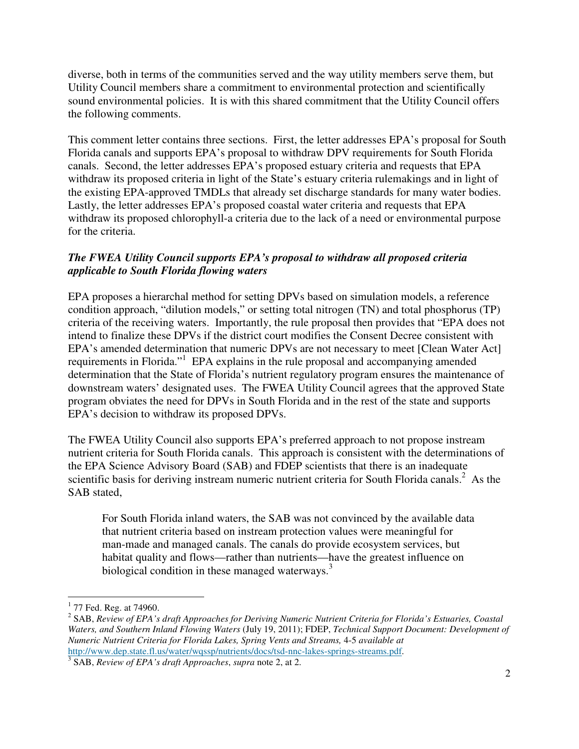diverse, both in terms of the communities served and the way utility members serve them, but Utility Council members share a commitment to environmental protection and scientifically sound environmental policies. It is with this shared commitment that the Utility Council offers the following comments.

This comment letter contains three sections. First, the letter addresses EPA's proposal for South Florida canals and supports EPA's proposal to withdraw DPV requirements for South Florida canals. Second, the letter addresses EPA's proposed estuary criteria and requests that EPA withdraw its proposed criteria in light of the State's estuary criteria rulemakings and in light of the existing EPA-approved TMDLs that already set discharge standards for many water bodies. Lastly, the letter addresses EPA's proposed coastal water criteria and requests that EPA withdraw its proposed chlorophyll-a criteria due to the lack of a need or environmental purpose for the criteria.

***The FWEA Utility Council supports EPA's proposal to withdraw all proposed criteria applicable to South Florida flowing waters***

EPA proposes a hierarchal method for setting DPVs based on simulation models, a reference condition approach, "dilution models," or setting total nitrogen (TN) and total phosphorus (TP) criteria of the receiving waters. Importantly, the rule proposal then provides that "EPA does not intend to finalize these DPVs if the district court modifies the Consent Decree consistent with EPA's amended determination that numeric DPVs are not necessary to meet [Clean Water Act] requirements in Florida."[1] EPA explains in the rule proposal and accompanying amended determination that the State of Florida's nutrient regulatory program ensures the maintenance of downstream waters' designated uses. The FWEA Utility Council agrees that the approved State program obviates the need for DPVs in South Florida and in the rest of the state and supports EPA's decision to withdraw its proposed DPVs.

The FWEA Utility Council also supports EPA's preferred approach to not propose instream nutrient criteria for South Florida canals. This approach is consistent with the determinations of the EPA Science Advisory Board (SAB) and FDEP scientists that there is an inadequate scientific basis for deriving instream numeric nutrient criteria for South Florida canals.[2] As the SAB stated,

> For South Florida inland waters, the SAB was not convinced by the available data that nutrient criteria based on instream protection values were meaningful for man-made and managed canals. The canals do provide ecosystem services, but habitat quality and flows—rather than nutrients—have the greatest influence on biological condition in these managed waterways.[3]

---

[1] 77 Fed. Reg. at 74960.

[2] SAB, *Review of EPA's draft Approaches for Deriving Numeric Nutrient Criteria for Florida's Estuaries, Coastal Waters, and Southern Inland Flowing Waters* (July 19, 2011); FDEP, *Technical Support Document: Development of Numeric Nutrient Criteria for Florida Lakes, Spring Vents and Streams,* 4-5 *available at* http://www.dep.state.fl.us/water/wqssp/nutrients/docs/tsd-nnc-lakes-springs-streams.pdf.

[3] SAB, *Review of EPA's draft Approaches*, *supra* note 2, at 2.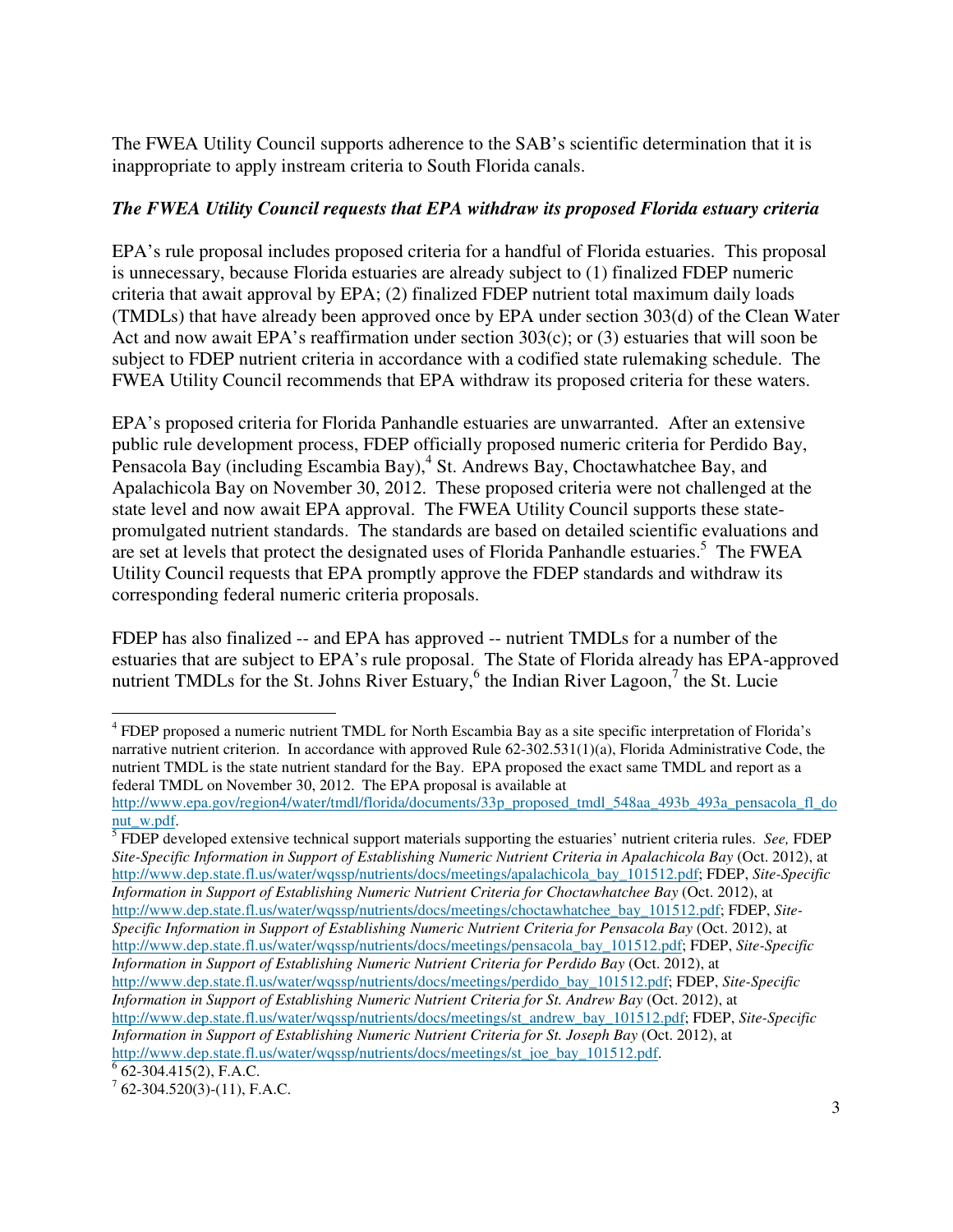The FWEA Utility Council supports adherence to the SAB's scientific determination that it is inappropriate to apply instream criteria to South Florida canals.

***The FWEA Utility Council requests that EPA withdraw its proposed Florida estuary criteria***

EPA's rule proposal includes proposed criteria for a handful of Florida estuaries. This proposal is unnecessary, because Florida estuaries are already subject to (1) finalized FDEP numeric criteria that await approval by EPA; (2) finalized FDEP nutrient total maximum daily loads (TMDLs) that have already been approved once by EPA under section 303(d) of the Clean Water Act and now await EPA's reaffirmation under section 303(c); or (3) estuaries that will soon be subject to FDEP nutrient criteria in accordance with a codified state rulemaking schedule. The FWEA Utility Council recommends that EPA withdraw its proposed criteria for these waters.

EPA's proposed criteria for Florida Panhandle estuaries are unwarranted. After an extensive public rule development process, FDEP officially proposed numeric criteria for Perdido Bay, Pensacola Bay (including Escambia Bay),[4] St. Andrews Bay, Choctawhatchee Bay, and Apalachicola Bay on November 30, 2012. These proposed criteria were not challenged at the state level and now await EPA approval. The FWEA Utility Council supports these state-promulgated nutrient standards. The standards are based on detailed scientific evaluations and are set at levels that protect the designated uses of Florida Panhandle estuaries.[5] The FWEA Utility Council requests that EPA promptly approve the FDEP standards and withdraw its corresponding federal numeric criteria proposals.

FDEP has also finalized -- and EPA has approved -- nutrient TMDLs for a number of the estuaries that are subject to EPA's rule proposal. The State of Florida already has EPA-approved nutrient TMDLs for the St. Johns River Estuary,[6] the Indian River Lagoon,[7] the St. Lucie

---

[4] FDEP proposed a numeric nutrient TMDL for North Escambia Bay as a site specific interpretation of Florida's narrative nutrient criterion. In accordance with approved Rule 62-302.531(1)(a), Florida Administrative Code, the nutrient TMDL is the state nutrient standard for the Bay. EPA proposed the exact same TMDL and report as a federal TMDL on November 30, 2012. The EPA proposal is available at http://www.epa.gov/region4/water/tmdl/florida/documents/33p_proposed_tmdl_548aa_493b_493a_pensacola_fl_donut_w.pdf.

[5] FDEP developed extensive technical support materials supporting the estuaries' nutrient criteria rules. *See,* FDEP *Site-Specific Information in Support of Establishing Numeric Nutrient Criteria in Apalachicola Bay* (Oct. 2012), at http://www.dep.state.fl.us/water/wqssp/nutrients/docs/meetings/apalachicola_bay_101512.pdf; FDEP, *Site-Specific Information in Support of Establishing Numeric Nutrient Criteria for Choctawhatchee Bay* (Oct. 2012), at http://www.dep.state.fl.us/water/wqssp/nutrients/docs/meetings/choctawhatchee_bay_101512.pdf; FDEP, *Site-Specific Information in Support of Establishing Numeric Nutrient Criteria for Pensacola Bay* (Oct. 2012), at http://www.dep.state.fl.us/water/wqssp/nutrients/docs/meetings/pensacola_bay_101512.pdf; FDEP, *Site-Specific Information in Support of Establishing Numeric Nutrient Criteria for Perdido Bay* (Oct. 2012), at http://www.dep.state.fl.us/water/wqssp/nutrients/docs/meetings/perdido_bay_101512.pdf; FDEP, *Site-Specific Information in Support of Establishing Numeric Nutrient Criteria for St. Andrew Bay* (Oct. 2012), at http://www.dep.state.fl.us/water/wqssp/nutrients/docs/meetings/st_andrew_bay_101512.pdf; FDEP, *Site-Specific Information in Support of Establishing Numeric Nutrient Criteria for St. Joseph Bay* (Oct. 2012), at http://www.dep.state.fl.us/water/wqssp/nutrients/docs/meetings/st_joe_bay_101512.pdf.

[6] 62-304.415(2), F.A.C.

[7] 62-304.520(3)-(11), F.A.C.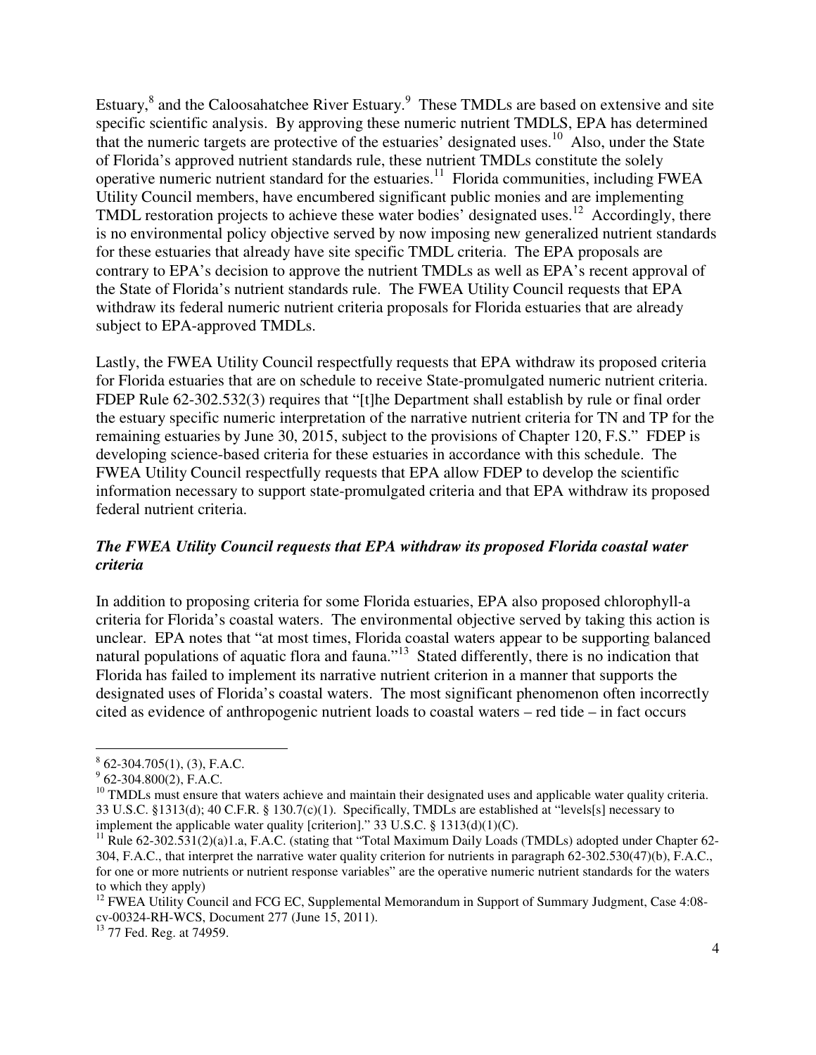Estuary,[8] and the Caloosahatchee River Estuary.[9] These TMDLs are based on extensive and site specific scientific analysis. By approving these numeric nutrient TMDLS, EPA has determined that the numeric targets are protective of the estuaries' designated uses.[10] Also, under the State of Florida's approved nutrient standards rule, these nutrient TMDLs constitute the solely operative numeric nutrient standard for the estuaries.[11] Florida communities, including FWEA Utility Council members, have encumbered significant public monies and are implementing TMDL restoration projects to achieve these water bodies' designated uses.[12] Accordingly, there is no environmental policy objective served by now imposing new generalized nutrient standards for these estuaries that already have site specific TMDL criteria. The EPA proposals are contrary to EPA's decision to approve the nutrient TMDLs as well as EPA's recent approval of the State of Florida's nutrient standards rule. The FWEA Utility Council requests that EPA withdraw its federal numeric nutrient criteria proposals for Florida estuaries that are already subject to EPA-approved TMDLs.

Lastly, the FWEA Utility Council respectfully requests that EPA withdraw its proposed criteria for Florida estuaries that are on schedule to receive State-promulgated numeric nutrient criteria. FDEP Rule 62-302.532(3) requires that "[t]he Department shall establish by rule or final order the estuary specific numeric interpretation of the narrative nutrient criteria for TN and TP for the remaining estuaries by June 30, 2015, subject to the provisions of Chapter 120, F.S." FDEP is developing science-based criteria for these estuaries in accordance with this schedule. The FWEA Utility Council respectfully requests that EPA allow FDEP to develop the scientific information necessary to support state-promulgated criteria and that EPA withdraw its proposed federal nutrient criteria.

***The FWEA Utility Council requests that EPA withdraw its proposed Florida coastal water criteria***

In addition to proposing criteria for some Florida estuaries, EPA also proposed chlorophyll-a criteria for Florida's coastal waters. The environmental objective served by taking this action is unclear. EPA notes that "at most times, Florida coastal waters appear to be supporting balanced natural populations of aquatic flora and fauna."[13] Stated differently, there is no indication that Florida has failed to implement its narrative nutrient criterion in a manner that supports the designated uses of Florida's coastal waters. The most significant phenomenon often incorrectly cited as evidence of anthropogenic nutrient loads to coastal waters – red tide – in fact occurs

---

[8] 62-304.705(1), (3), F.A.C.

[9] 62-304.800(2), F.A.C.

[10] TMDLs must ensure that waters achieve and maintain their designated uses and applicable water quality criteria. 33 U.S.C. §1313(d); 40 C.F.R. § 130.7(c)(1). Specifically, TMDLs are established at "levels[s] necessary to implement the applicable water quality [criterion]." 33 U.S.C. § 1313(d)(1)(C).

[11] Rule 62-302.531(2)(a)1.a, F.A.C. (stating that "Total Maximum Daily Loads (TMDLs) adopted under Chapter 62-304, F.A.C., that interpret the narrative water quality criterion for nutrients in paragraph 62-302.530(47)(b), F.A.C., for one or more nutrients or nutrient response variables" are the operative numeric nutrient standards for the waters to which they apply)

[12] FWEA Utility Council and FCG EC, Supplemental Memorandum in Support of Summary Judgment, Case 4:08-cv-00324-RH-WCS, Document 277 (June 15, 2011).

[13] 77 Fed. Reg. at 74959.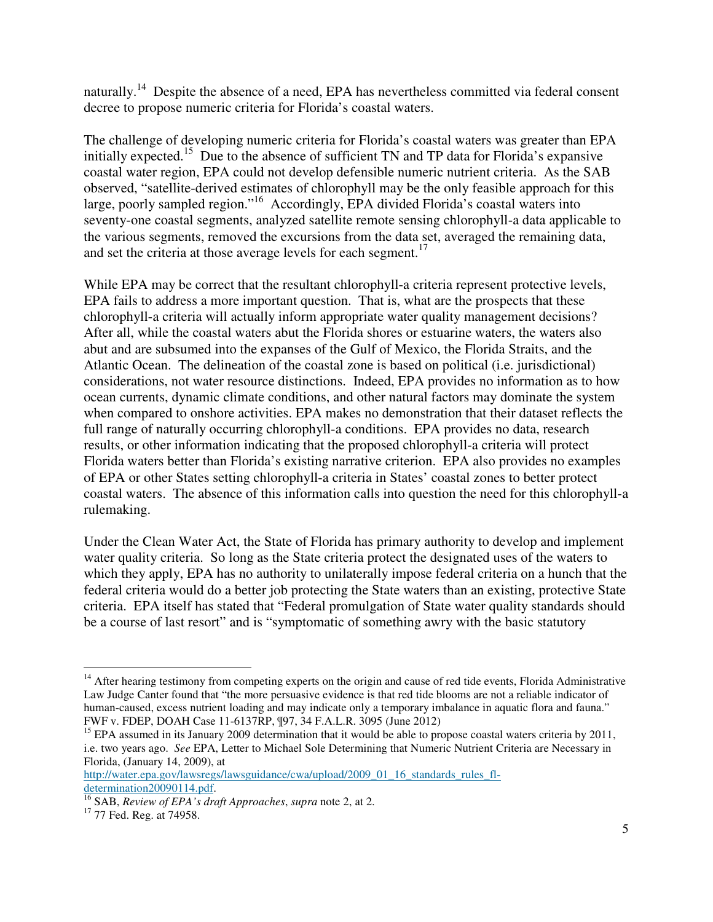naturally.[14] Despite the absence of a need, EPA has nevertheless committed via federal consent decree to propose numeric criteria for Florida's coastal waters.

The challenge of developing numeric criteria for Florida's coastal waters was greater than EPA initially expected.[15] Due to the absence of sufficient TN and TP data for Florida's expansive coastal water region, EPA could not develop defensible numeric nutrient criteria. As the SAB observed, "satellite-derived estimates of chlorophyll may be the only feasible approach for this large, poorly sampled region."[16] Accordingly, EPA divided Florida's coastal waters into seventy-one coastal segments, analyzed satellite remote sensing chlorophyll-a data applicable to the various segments, removed the excursions from the data set, averaged the remaining data, and set the criteria at those average levels for each segment.[17]

While EPA may be correct that the resultant chlorophyll-a criteria represent protective levels, EPA fails to address a more important question. That is, what are the prospects that these chlorophyll-a criteria will actually inform appropriate water quality management decisions? After all, while the coastal waters abut the Florida shores or estuarine waters, the waters also abut and are subsumed into the expanses of the Gulf of Mexico, the Florida Straits, and the Atlantic Ocean. The delineation of the coastal zone is based on political (i.e. jurisdictional) considerations, not water resource distinctions. Indeed, EPA provides no information as to how ocean currents, dynamic climate conditions, and other natural factors may dominate the system when compared to onshore activities. EPA makes no demonstration that their dataset reflects the full range of naturally occurring chlorophyll-a conditions. EPA provides no data, research results, or other information indicating that the proposed chlorophyll-a criteria will protect Florida waters better than Florida's existing narrative criterion. EPA also provides no examples of EPA or other States setting chlorophyll-a criteria in States' coastal zones to better protect coastal waters. The absence of this information calls into question the need for this chlorophyll-a rulemaking.

Under the Clean Water Act, the State of Florida has primary authority to develop and implement water quality criteria. So long as the State criteria protect the designated uses of the waters to which they apply, EPA has no authority to unilaterally impose federal criteria on a hunch that the federal criteria would do a better job protecting the State waters than an existing, protective State criteria. EPA itself has stated that "Federal promulgation of State water quality standards should be a course of last resort" and is "symptomatic of something awry with the basic statutory

---

[14] After hearing testimony from competing experts on the origin and cause of red tide events, Florida Administrative Law Judge Canter found that "the more persuasive evidence is that red tide blooms are not a reliable indicator of human-caused, excess nutrient loading and may indicate only a temporary imbalance in aquatic flora and fauna." FWF v. FDEP, DOAH Case 11-6137RP, ¶97, 34 F.A.L.R. 3095 (June 2012)

[15] EPA assumed in its January 2009 determination that it would be able to propose coastal waters criteria by 2011, i.e. two years ago. *See* EPA, Letter to Michael Sole Determining that Numeric Nutrient Criteria are Necessary in Florida, (January 14, 2009), at http://water.epa.gov/lawsregs/lawsguidance/cwa/upload/2009_01_16_standards_rules_fl-determination20090114.pdf.

[16] SAB, *Review of EPA's draft Approaches*, *supra* note 2, at 2.

[17] 77 Fed. Reg. at 74958.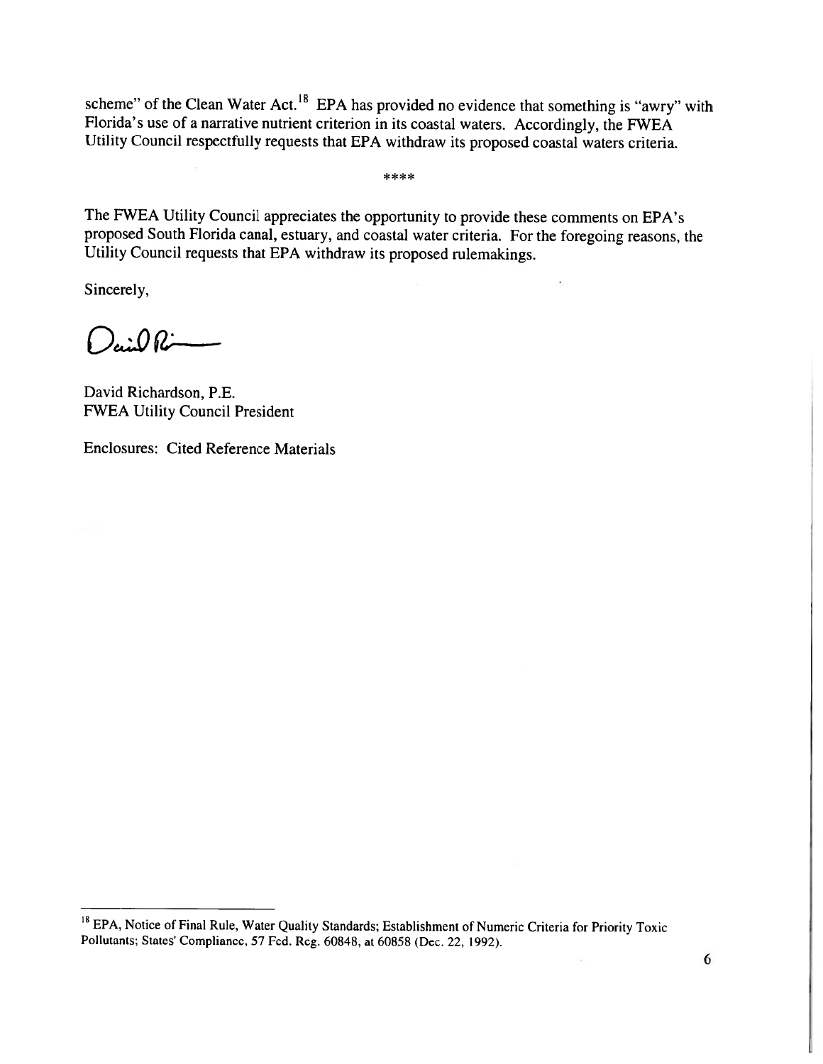scheme" of the Clean Water Act.[18] EPA has provided no evidence that something is "awry" with Florida's use of a narrative nutrient criterion in its coastal waters. Accordingly, the FWEA Utility Council respectfully requests that EPA withdraw its proposed coastal waters criteria.

****

The FWEA Utility Council appreciates the opportunity to provide these comments on EPA's proposed South Florida canal, estuary, and coastal water criteria. For the foregoing reasons, the Utility Council requests that EPA withdraw its proposed rulemakings.

Sincerely,

David Richardson, P.E.
FWEA Utility Council President

Enclosures: Cited Reference Materials

---

[18] EPA, Notice of Final Rule, Water Quality Standards; Establishment of Numeric Criteria for Priority Toxic Pollutants; States' Compliance, 57 Fed. Reg. 60848, at 60858 (Dec. 22, 1992).